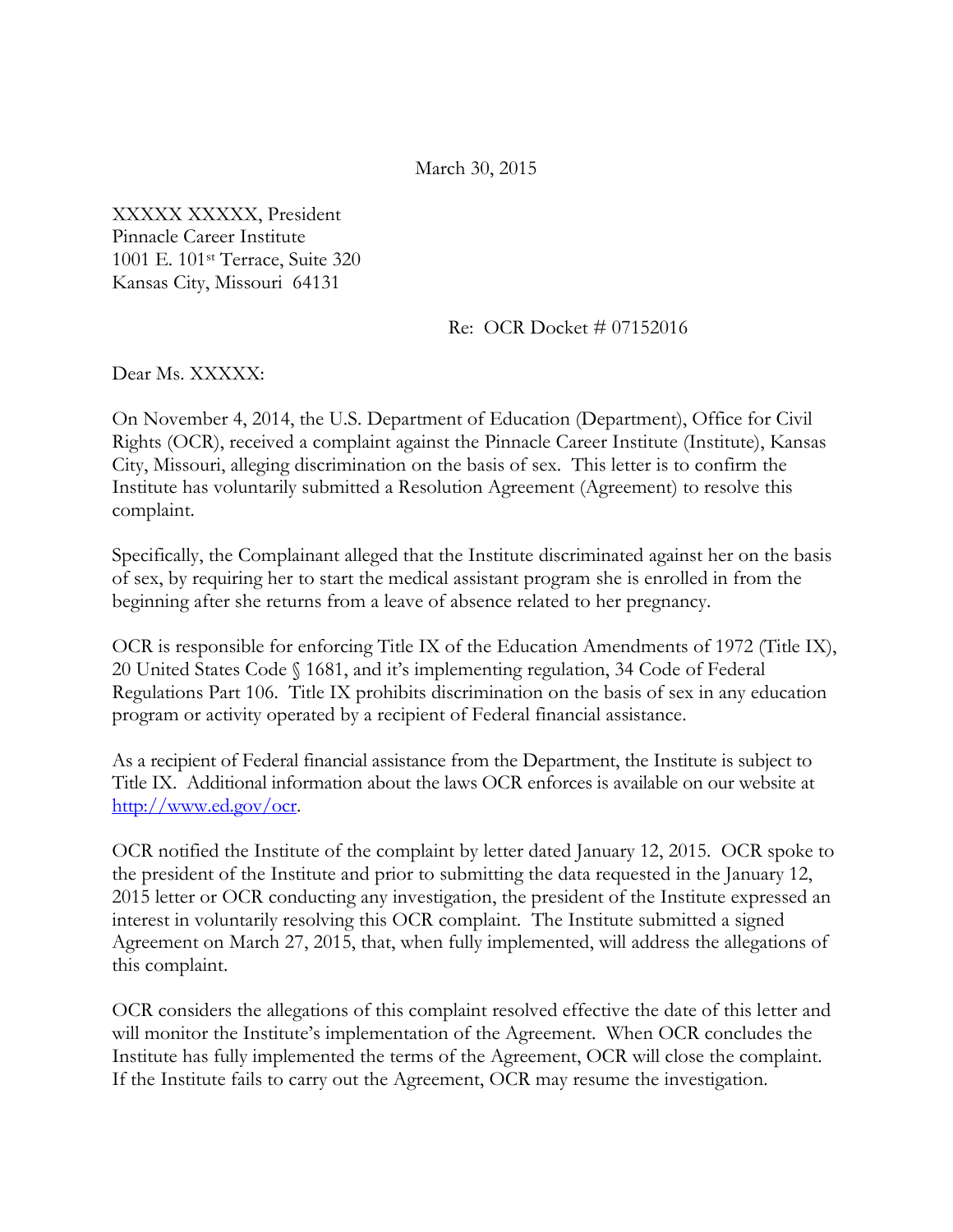March 30, 2015

XXXXX XXXXX, President
Pinnacle Career Institute
1001 E. 101st Terrace, Suite 320
Kansas City, Missouri 64131

Re: OCR Docket # 07152016

Dear Ms. XXXXX:

On November 4, 2014, the U.S. Department of Education (Department), Office for Civil Rights (OCR), received a complaint against the Pinnacle Career Institute (Institute), Kansas City, Missouri, alleging discrimination on the basis of sex. This letter is to confirm the Institute has voluntarily submitted a Resolution Agreement (Agreement) to resolve this complaint.

Specifically, the Complainant alleged that the Institute discriminated against her on the basis of sex, by requiring her to start the medical assistant program she is enrolled in from the beginning after she returns from a leave of absence related to her pregnancy.

OCR is responsible for enforcing Title IX of the Education Amendments of 1972 (Title IX), 20 United States Code § 1681, and it's implementing regulation, 34 Code of Federal Regulations Part 106. Title IX prohibits discrimination on the basis of sex in any education program or activity operated by a recipient of Federal financial assistance.

As a recipient of Federal financial assistance from the Department, the Institute is subject to Title IX. Additional information about the laws OCR enforces is available on our website at [http://www.ed.gov/ocr](http://www.ed.gov/ocr).

OCR notified the Institute of the complaint by letter dated January 12, 2015. OCR spoke to the president of the Institute and prior to submitting the data requested in the January 12, 2015 letter or OCR conducting any investigation, the president of the Institute expressed an interest in voluntarily resolving this OCR complaint. The Institute submitted a signed Agreement on March 27, 2015, that, when fully implemented, will address the allegations of this complaint.

OCR considers the allegations of this complaint resolved effective the date of this letter and will monitor the Institute's implementation of the Agreement. When OCR concludes the Institute has fully implemented the terms of the Agreement, OCR will close the complaint. If the Institute fails to carry out the Agreement, OCR may resume the investigation.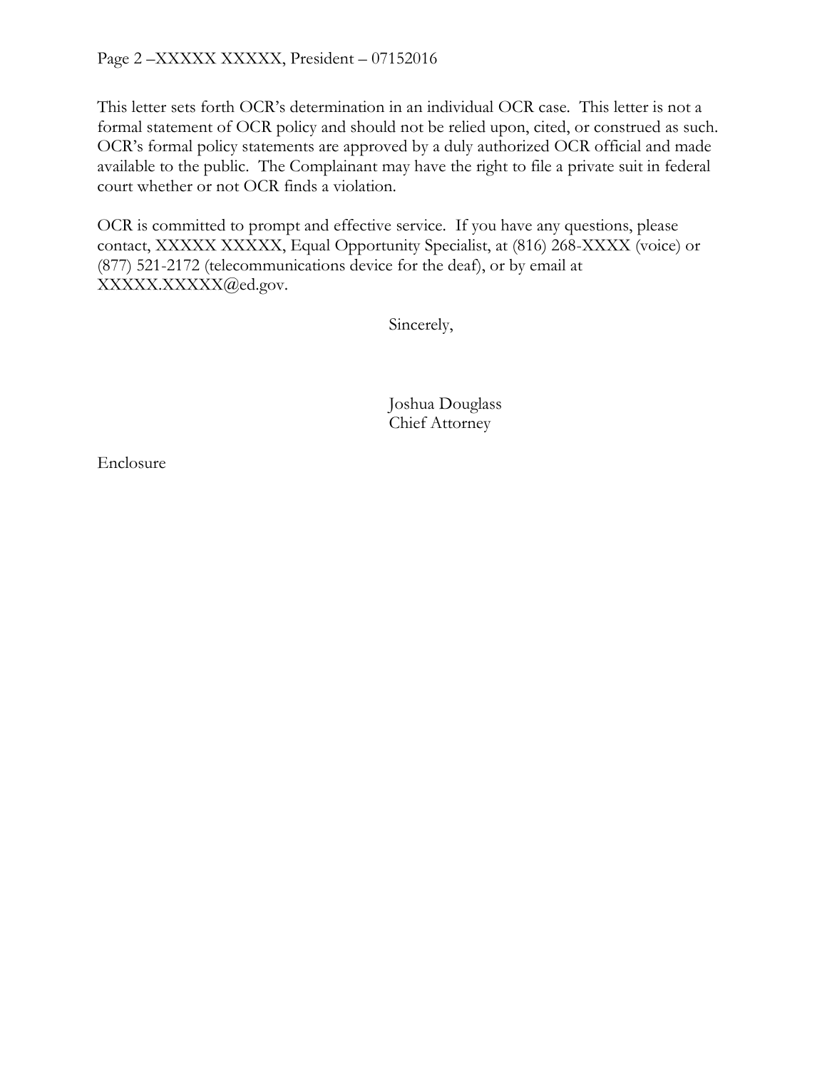This letter sets forth OCR's determination in an individual OCR case. This letter is not a formal statement of OCR policy and should not be relied upon, cited, or construed as such. OCR's formal policy statements are approved by a duly authorized OCR official and made available to the public. The Complainant may have the right to file a private suit in federal court whether or not OCR finds a violation.

OCR is committed to prompt and effective service. If you have any questions, please contact, XXXXX XXXXX, Equal Opportunity Specialist, at (816) 268-XXXX (voice) or (877) 521-2172 (telecommunications device for the deaf), or by email at XXXXX.XXXXX@ed.gov.

Sincerely,

Joshua Douglass
Chief Attorney

Enclosure